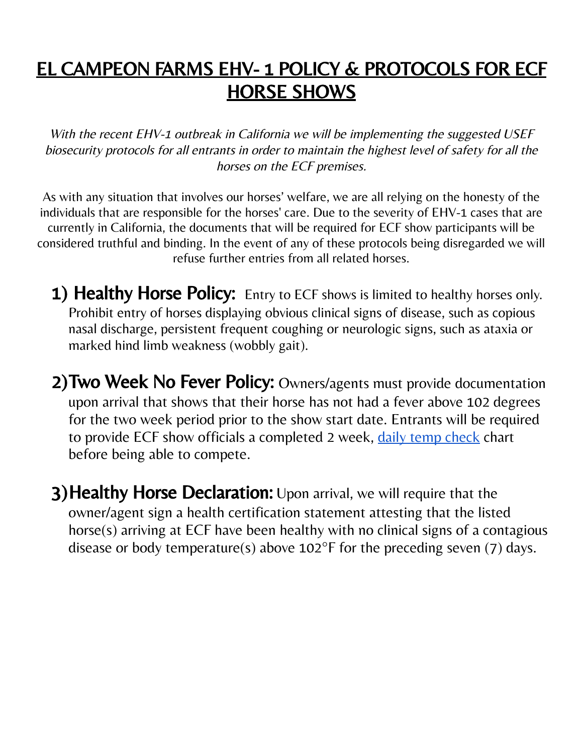# EL CAMPEON FARMS EHV- 1 POLICY & PROTOCOLS FOR ECF HORSE SHOWS

*With the recent EHV-1 outbreak in California we will be implementing the suggested USEF biosecurity protocols for all entrants in order to maintain the highest level of safety for all the horses on the ECF premises.*

As with any situation that involves our horses' welfare, we are all relying on the honesty of the individuals that are responsible for the horses' care. Due to the severity of EHV-1 cases that are currently in California, the documents that will be required for ECF show participants will be considered truthful and binding. In the event of any of these protocols being disregarded we will refuse further entries from all related horses.

1) **Healthy Horse Policy:** Entry to ECF shows is limited to healthy horses only. Prohibit entry of horses displaying obvious clinical signs of disease, such as copious nasal discharge, persistent frequent coughing or neurologic signs, such as ataxia or marked hind limb weakness (wobbly gait).

2) **Two Week No Fever Policy:** Owners/agents must provide documentation upon arrival that shows that their horse has not had a fever above 102 degrees for the two week period prior to the show start date. Entrants will be required to provide ECF show officials a completed 2 week, daily temp check chart before being able to compete.

3) **Healthy Horse Declaration:** Upon arrival, we will require that the owner/agent sign a health certification statement attesting that the listed horse(s) arriving at ECF have been healthy with no clinical signs of a contagious disease or body temperature(s) above 102°F for the preceding seven (7) days.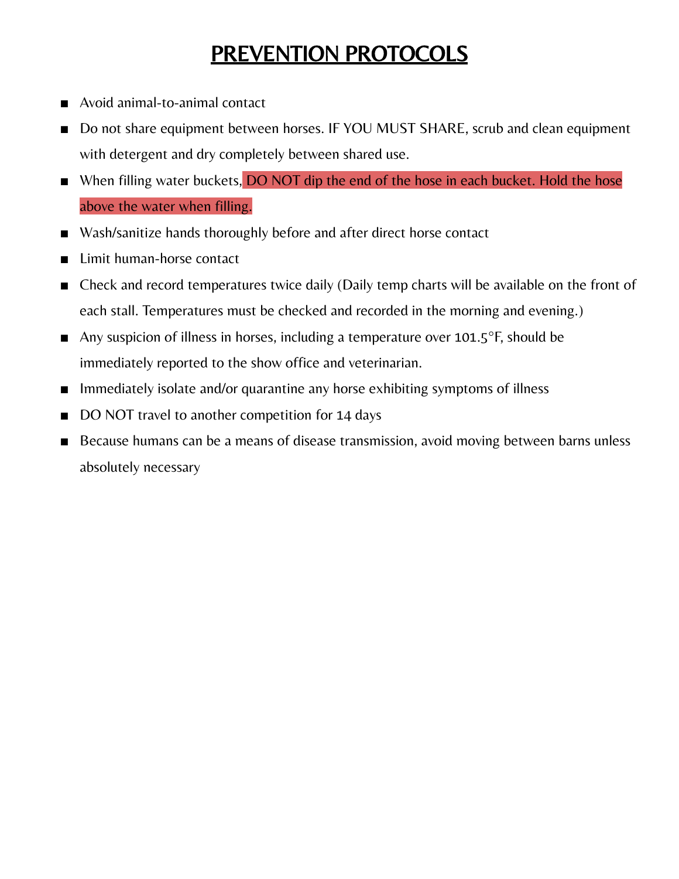# PREVENTION PROTOCOLS

- Avoid animal-to-animal contact
- Do not share equipment between horses. IF YOU MUST SHARE, scrub and clean equipment with detergent and dry completely between shared use.
- When filling water buckets, DO NOT dip the end of the hose in each bucket. Hold the hose above the water when filling.
- Wash/sanitize hands thoroughly before and after direct horse contact
- Limit human-horse contact
- Check and record temperatures twice daily (Daily temp charts will be available on the front of each stall. Temperatures must be checked and recorded in the morning and evening.)
- Any suspicion of illness in horses, including a temperature over 101.5°F, should be immediately reported to the show office and veterinarian.
- Immediately isolate and/or quarantine any horse exhibiting symptoms of illness
- DO NOT travel to another competition for 14 days
- Because humans can be a means of disease transmission, avoid moving between barns unless absolutely necessary